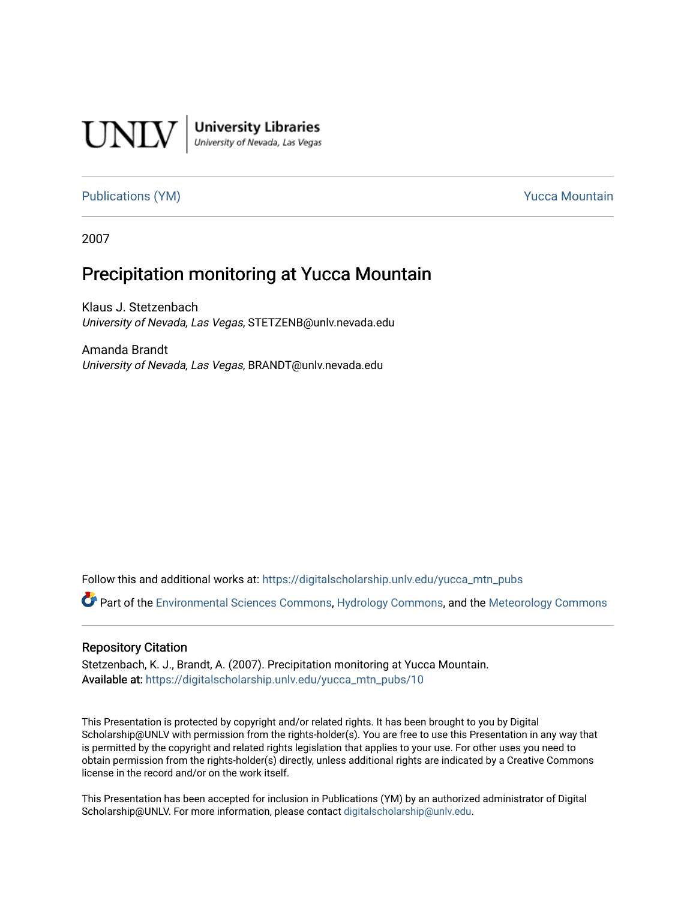UNLV | University Libraries
University of Nevada, Las Vegas

Publications (YM) Yucca Mountain

2007

# Precipitation monitoring at Yucca Mountain

Klaus J. Stetzenbach
*University of Nevada, Las Vegas*, STETZENB@unlv.nevada.edu

Amanda Brandt
*University of Nevada, Las Vegas*, BRANDT@unlv.nevada.edu

Follow this and additional works at: https://digitalscholarship.unlv.edu/yucca_mtn_pubs

Part of the Environmental Sciences Commons, Hydrology Commons, and the Meteorology Commons

## Repository Citation

Stetzenbach, K. J., Brandt, A. (2007). Precipitation monitoring at Yucca Mountain.
**Available at:** https://digitalscholarship.unlv.edu/yucca_mtn_pubs/10

This Presentation is protected by copyright and/or related rights. It has been brought to you by Digital Scholarship@UNLV with permission from the rights-holder(s). You are free to use this Presentation in any way that is permitted by the copyright and related rights legislation that applies to your use. For other uses you need to obtain permission from the rights-holder(s) directly, unless additional rights are indicated by a Creative Commons license in the record and/or on the work itself.

This Presentation has been accepted for inclusion in Publications (YM) by an authorized administrator of Digital Scholarship@UNLV. For more information, please contact digitalscholarship@unlv.edu.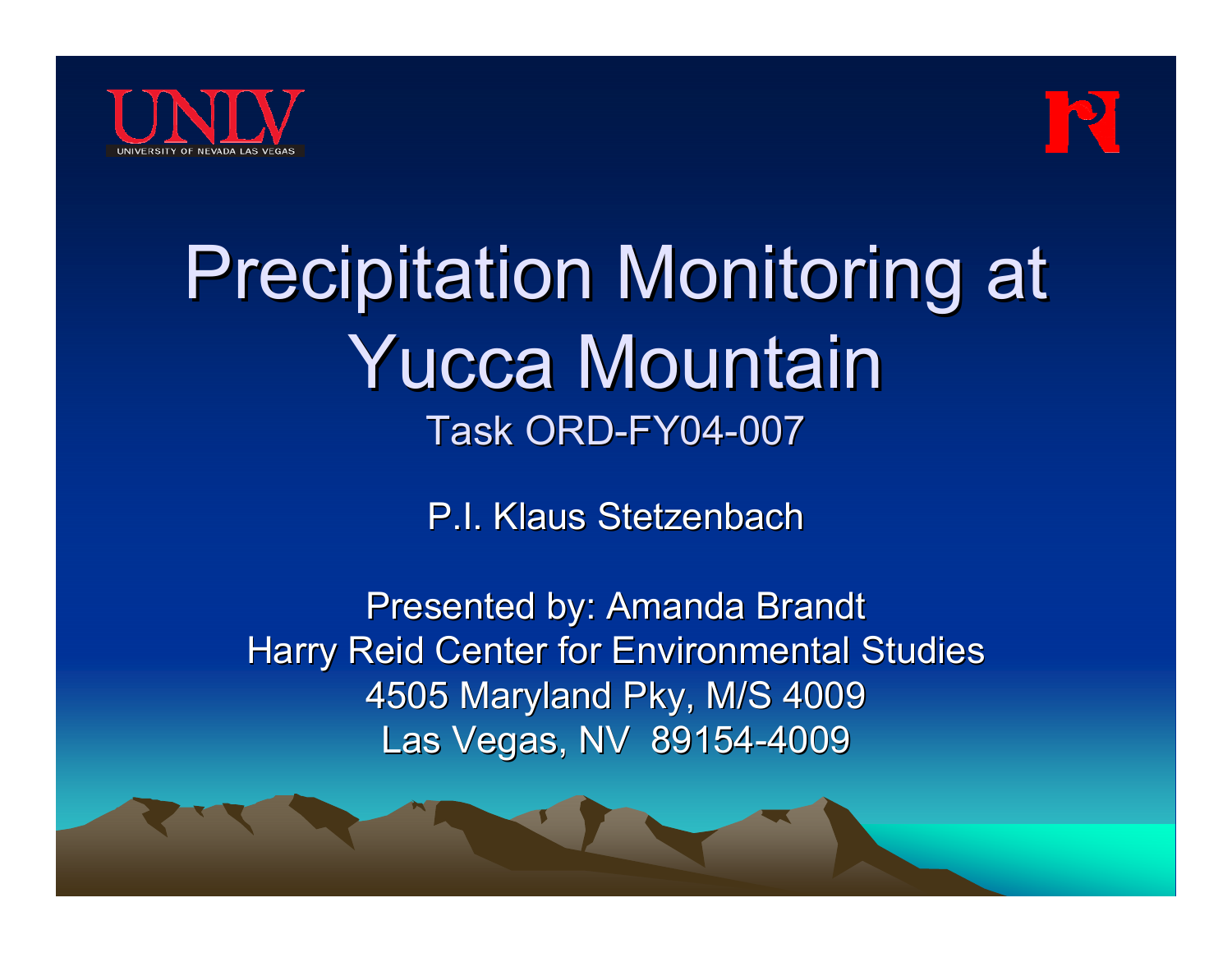# Precipitation Monitoring at Yucca Mountain

Task ORD-FY04-007

P.I. Klaus Stetzenbach

Presented by: Amanda Brandt
Harry Reid Center for Environmental Studies
4505 Maryland Pky, M/S 4009
Las Vegas, NV 89154-4009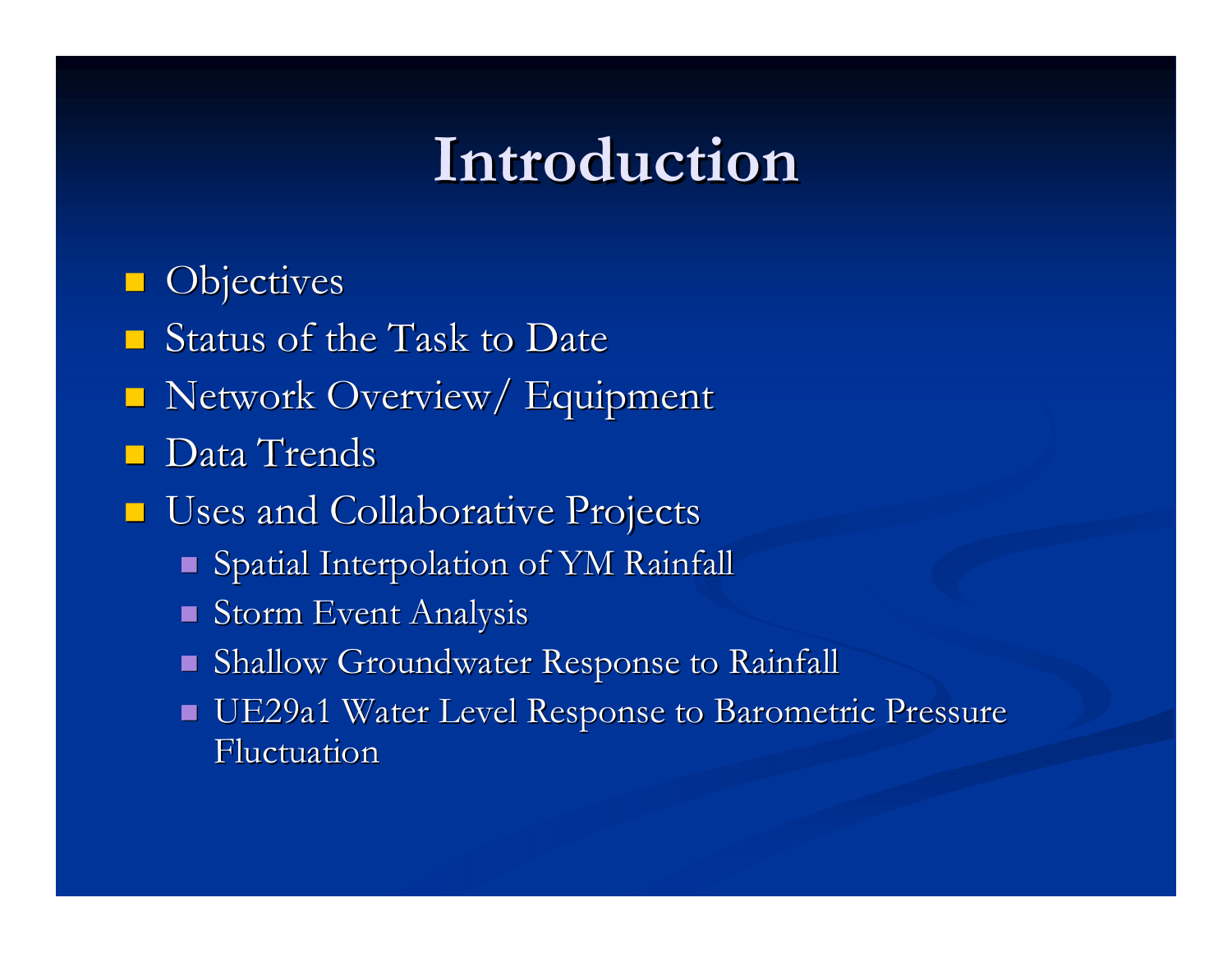# Introduction

- Objectives
- Status of the Task to Date
- Network Overview/ Equipment
- Data Trends
- Uses and Collaborative Projects
  - Spatial Interpolation of YM Rainfall
  - Storm Event Analysis
  - Shallow Groundwater Response to Rainfall
  - UE29a1 Water Level Response to Barometric Pressure Fluctuation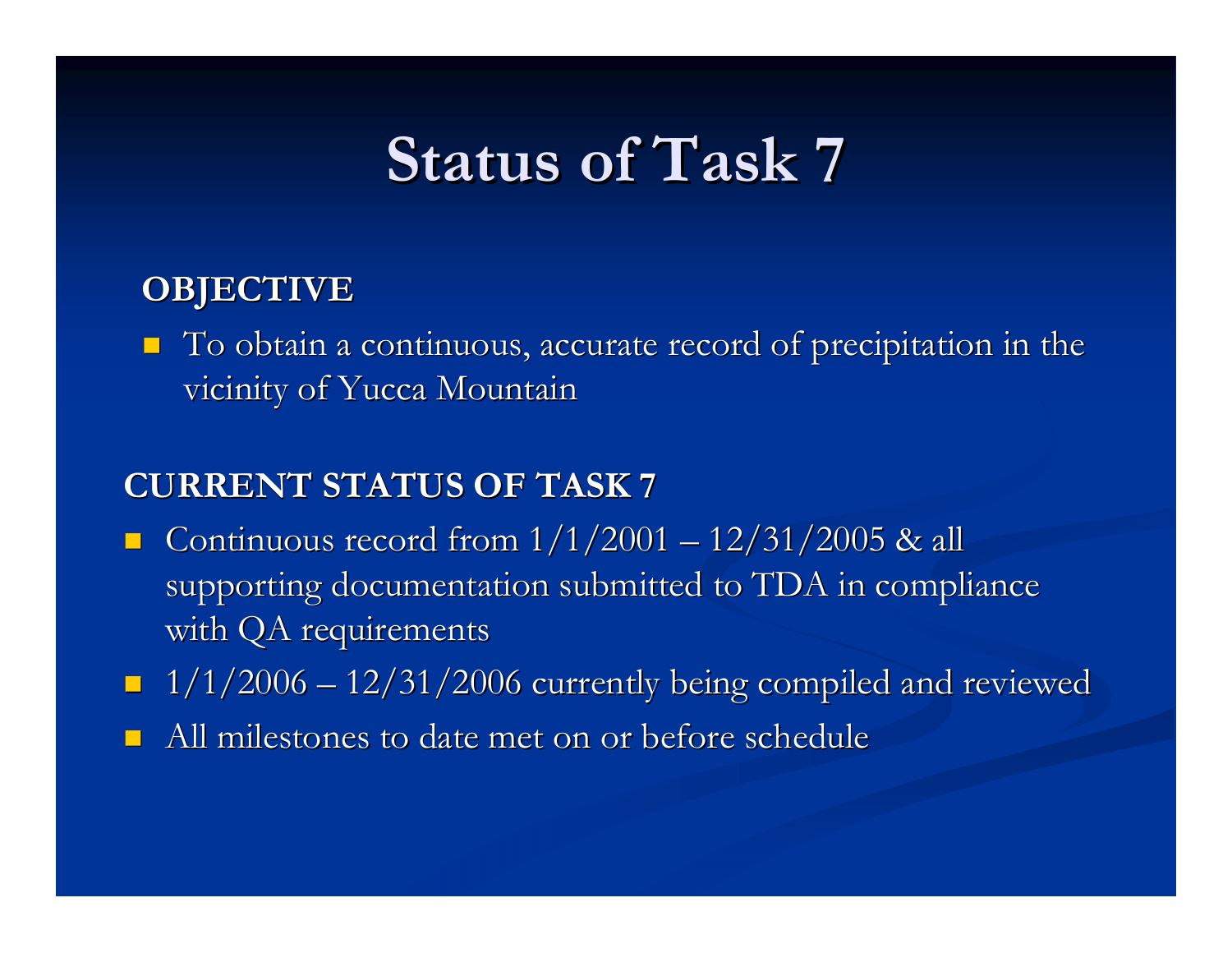# Status of Task 7

**OBJECTIVE**

- To obtain a continuous, accurate record of precipitation in the vicinity of Yucca Mountain

**CURRENT STATUS OF TASK 7**

- Continuous record from 1/1/2001 – 12/31/2005 & all supporting documentation submitted to TDA in compliance with QA requirements
- 1/1/2006 – 12/31/2006 currently being compiled and reviewed
- All milestones to date met on or before schedule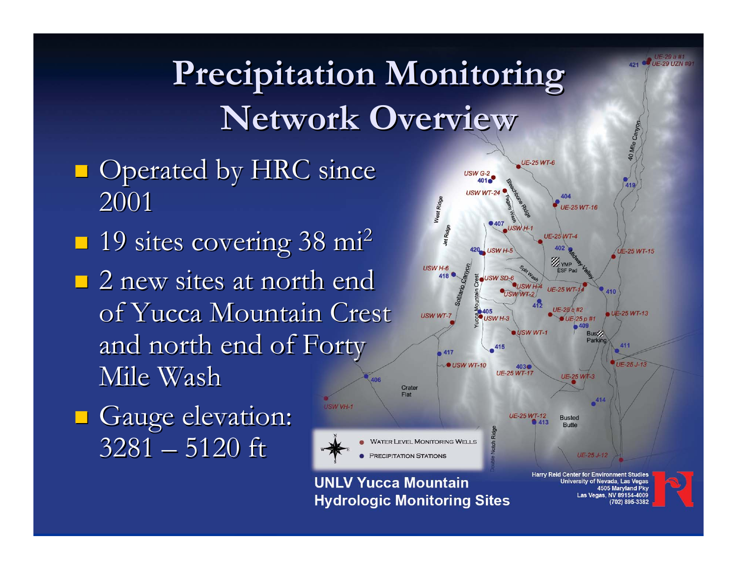# Precipitation Monitoring Network Overview

- Operated by HRC since 2001
- 19 sites covering 38 mi$^2$
- 2 new sites at north end of Yucca Mountain Crest and north end of Forty Mile Wash
- Gauge elevation: 3281 – 5120 ft

UNLV Yucca Mountain Hydrologic Monitoring Sites

Harry Reid Center for Environment Studies
University of Nevada, Las Vegas
4505 Maryland Pky
Las Vegas, NV 89154-4009
(702) 895-3382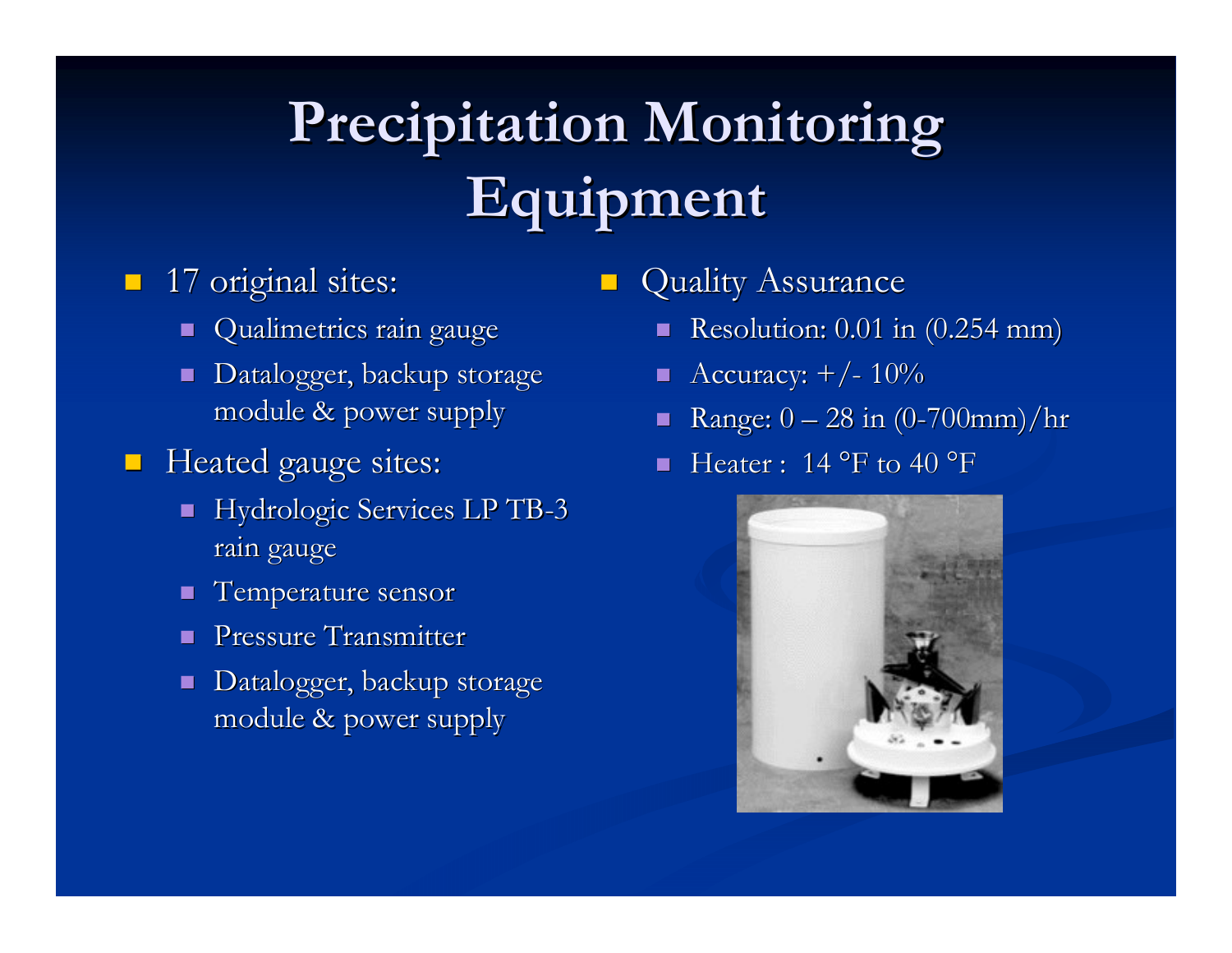# Precipitation Monitoring Equipment

- 17 original sites:
  - Qualimetrics rain gauge
  - Datalogger, backup storage module & power supply
- Heated gauge sites:
  - Hydrologic Services LP TB-3 rain gauge
  - Temperature sensor
  - Pressure Transmitter
  - Datalogger, backup storage module & power supply

- Quality Assurance
  - Resolution: 0.01 in (0.254 mm)
  - Accuracy: +/- 10%
  - Range: 0 – 28 in (0-700mm)/hr
  - Heater : 14 °F to 40 °F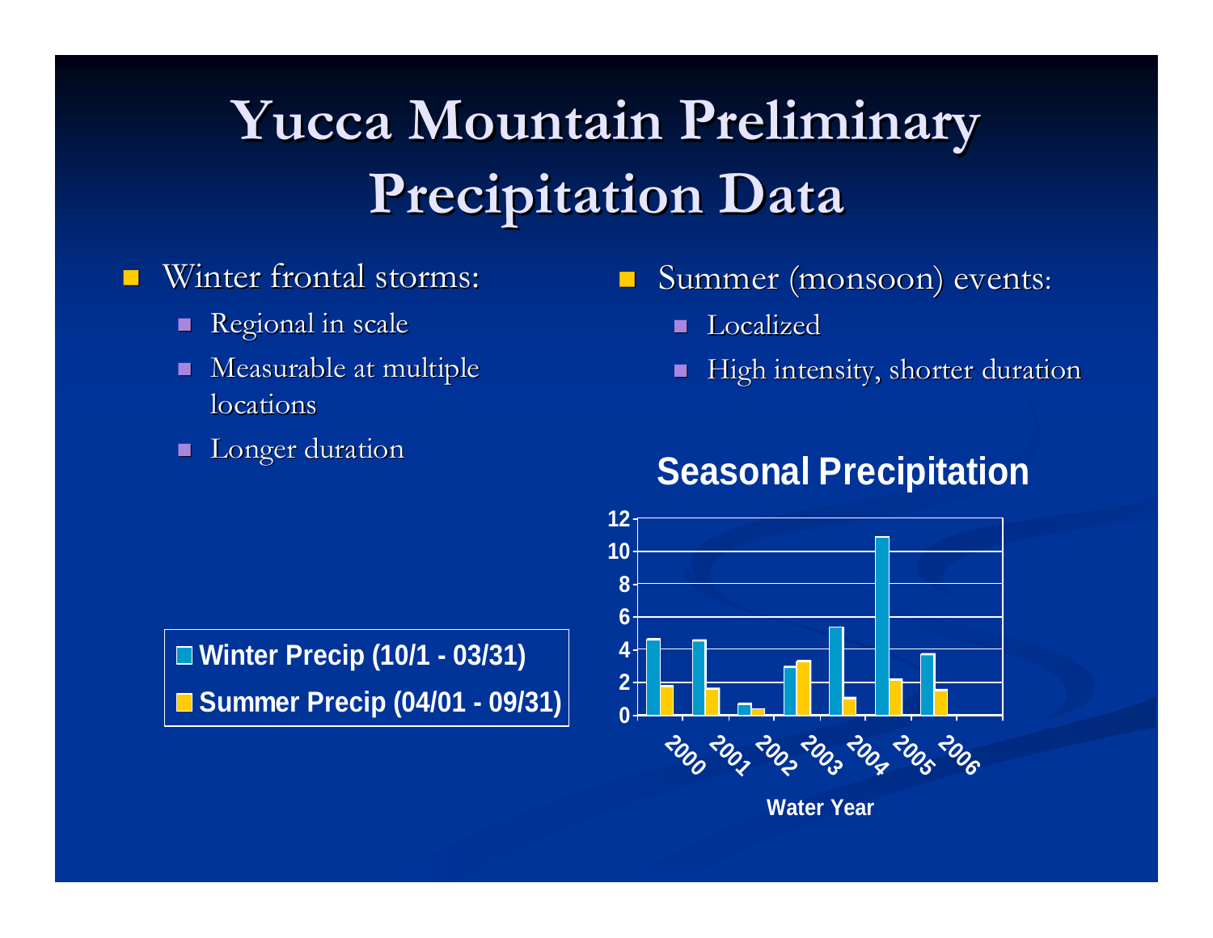# Yucca Mountain Preliminary Precipitation Data

- Winter frontal storms:
  - Regional in scale
  - Measurable at multiple locations
  - Longer duration

- Summer (monsoon) events:
  - Localized
  - High intensity, shorter duration

**Seasonal Precipitation**

| Water Year | Winter Precip (10/1 - 03/31) | Summer Precip (04/01 - 09/31) |
|---|---|---|
| 2000 | 4.6 | 1.8 |
| 2001 | 4.5 | 1.6 |
| 2002 | 0.7 | 0.4 |
| 2003 | 2.9 | 3.3 |
| 2004 | 5.3 | 1.0 |
| 2005 | 10.8 | 2.1 |
| 2006 | 3.7 | 1.5 |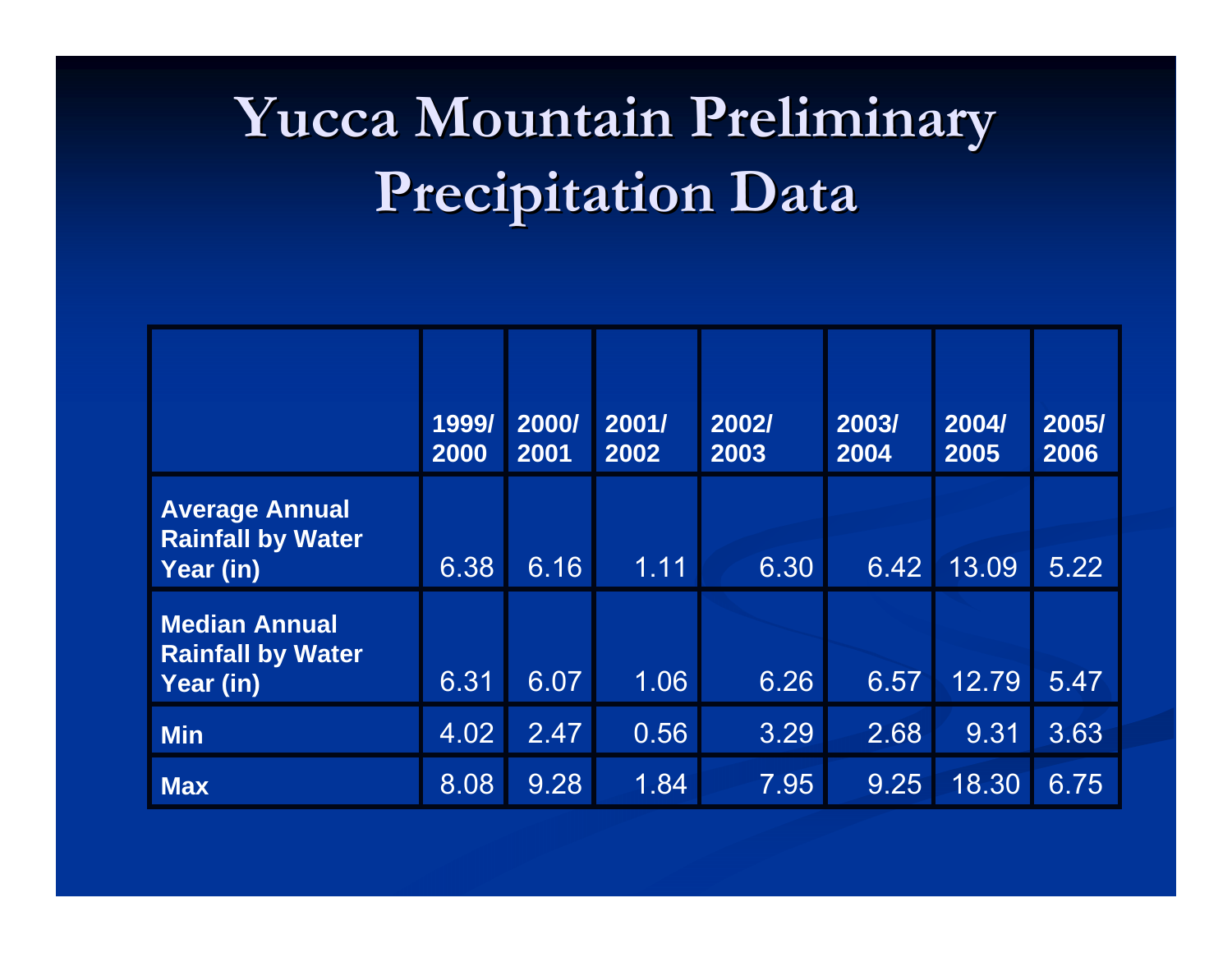# Yucca Mountain Preliminary Precipitation Data

| | 1999/ 2000 | 2000/ 2001 | 2001/ 2002 | 2002/ 2003 | 2003/ 2004 | 2004/ 2005 | 2005/ 2006 |
|---|---|---|---|---|---|---|---|
| **Average Annual Rainfall by Water Year (in)** | 6.38 | 6.16 | 1.11 | 6.30 | 6.42 | 13.09 | 5.22 |
| **Median Annual Rainfall by Water Year (in)** | 6.31 | 6.07 | 1.06 | 6.26 | 6.57 | 12.79 | 5.47 |
| **Min** | 4.02 | 2.47 | 0.56 | 3.29 | 2.68 | 9.31 | 3.63 |
| **Max** | 8.08 | 9.28 | 1.84 | 7.95 | 9.25 | 18.30 | 6.75 |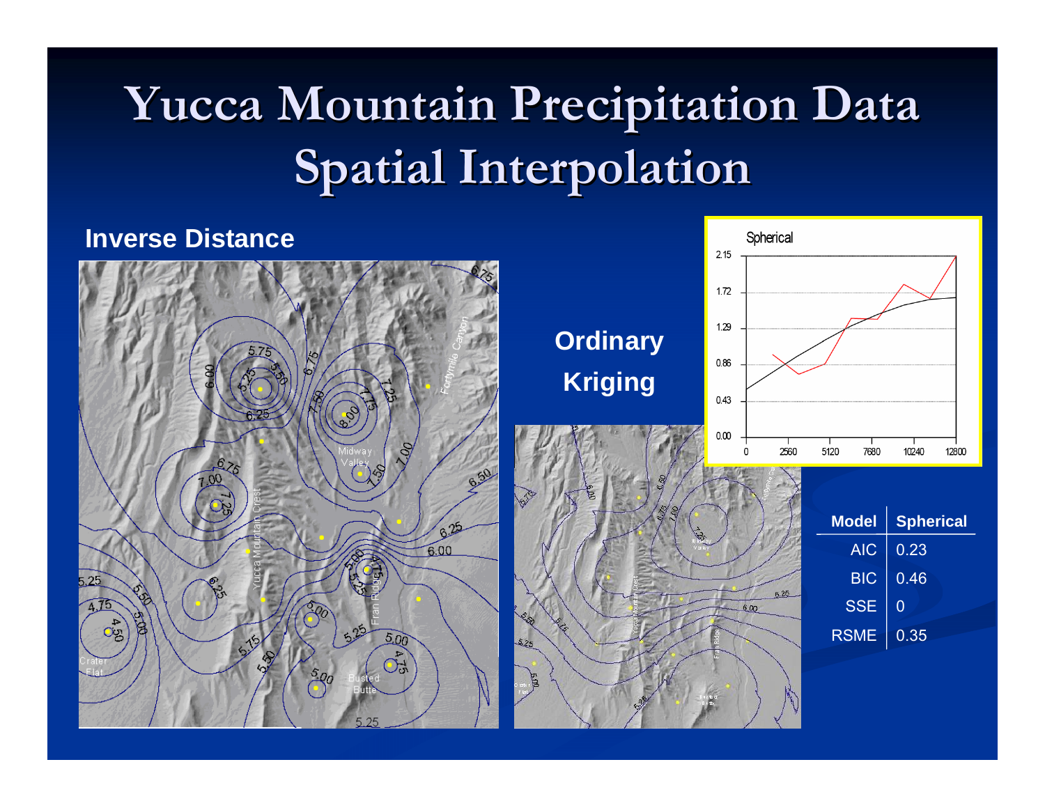# Yucca Mountain Precipitation Data Spatial Interpolation

**Inverse Distance**

**Ordinary Kriging**

| Model | Spherical |
|---|---|
| AIC | 0.23 |
| BIC | 0.46 |
| SSE | 0 |
| RSME | 0.35 |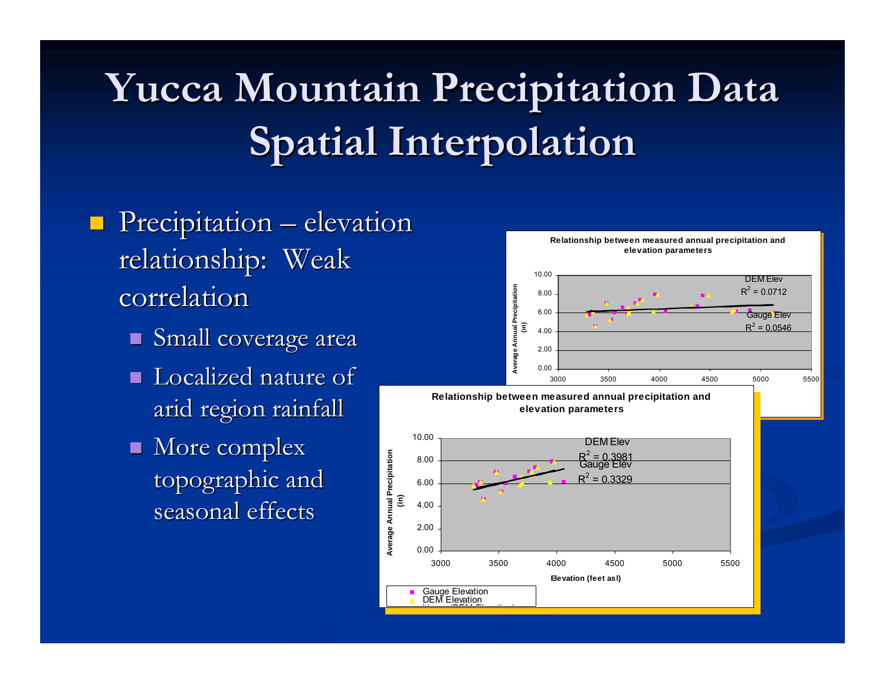# Yucca Mountain Precipitation Data Spatial Interpolation

- Precipitation – elevation relationship: Weak correlation
  - Small coverage area
  - Localized nature of arid region rainfall
  - More complex topographic and seasonal effects

**Relationship between measured annual precipitation and elevation parameters**

DEM Elev $R^2 = 0.0712$

Gauge Elev $R^2 = 0.0546$

**Relationship between measured annual precipitation and elevation parameters**

DEM Elev $R^2 = 0.3981$

Gauge Elev $R^2 = 0.3329$

Average Annual Precipitation (in)

Elevation (feet asl)

Gauge Elevation

DEM Elevation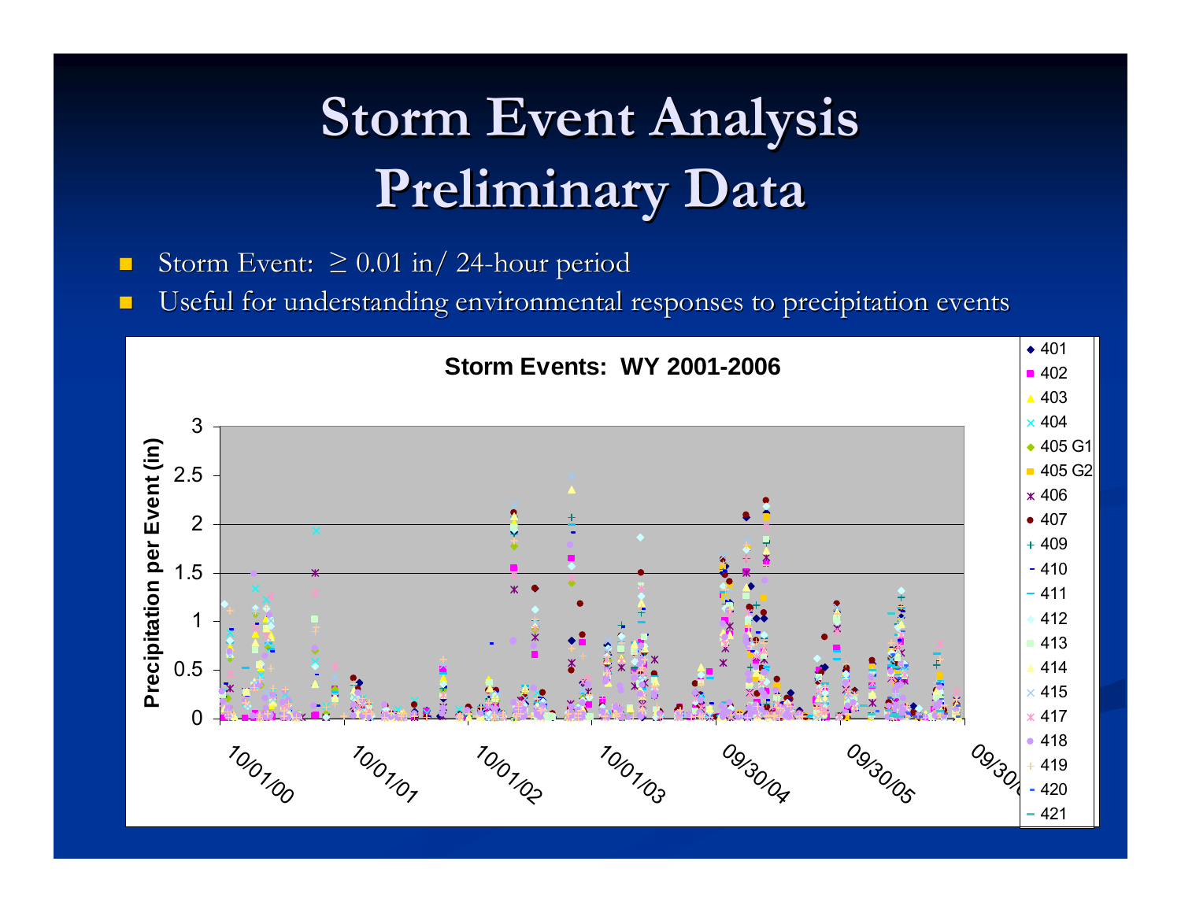# Storm Event Analysis Preliminary Data

- Storm Event: ≥ 0.01 in/ 24-hour period
- Useful for understanding environmental responses to precipitation events

**Storm Events: WY 2001-2006**

Precipitation per Event (in)

3
2.5
2
1.5
1
0.5
0

10/01/00 10/01/01 10/01/02 10/01/03 09/30/04 09/30/05 09/30/06

401, 402, 403, 404, 405 G1, 405 G2, 406, 407, 409, 410, 411, 412, 413, 414, 415, 417, 418, 419, 420, 421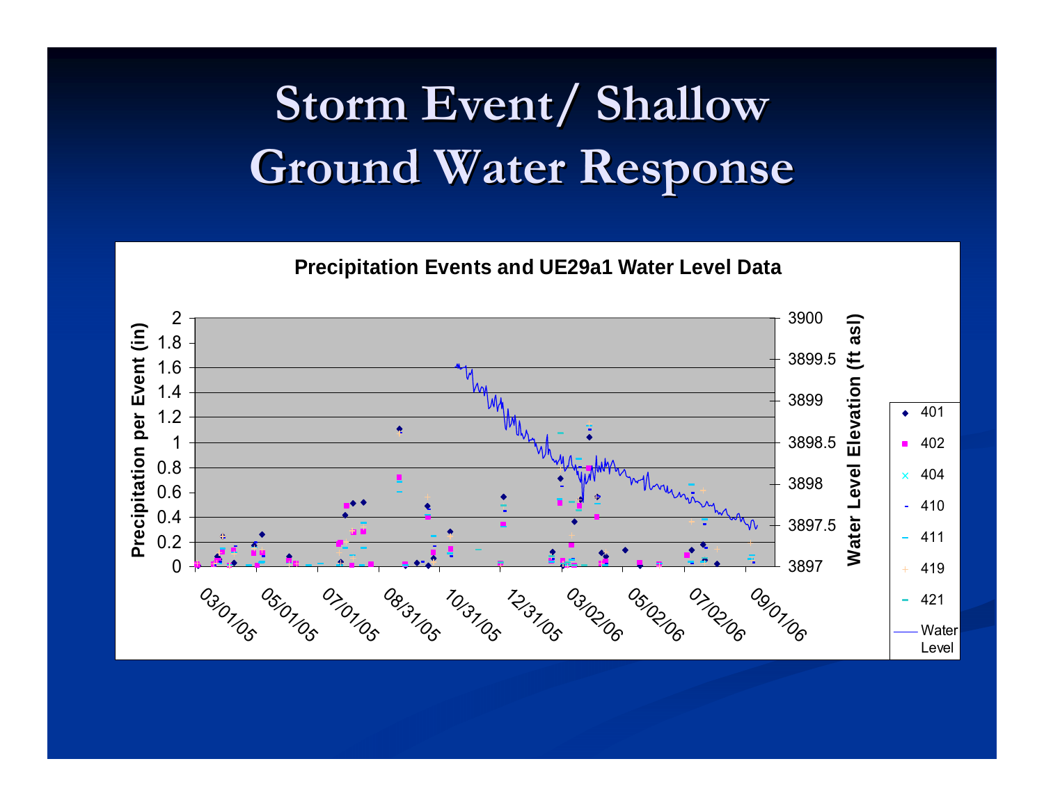# Storm Event/ Shallow Ground Water Response

**Precipitation Events and UE29a1 Water Level Data**

Precipitation per Event (in): 0, 0.2, 0.4, 0.6, 0.8, 1, 1.2, 1.4, 1.6, 1.8, 2

Water Level Elevation (ft asl): 3897, 3897.5, 3898, 3898.5, 3899, 3899.5, 3900

03/01/05, 05/01/05, 07/01/05, 08/31/05, 10/31/05, 12/31/05, 03/02/06, 05/02/06, 07/02/06, 09/01/06

Legend: 401, 402, 404, 410, 411, 419, 421, Water Level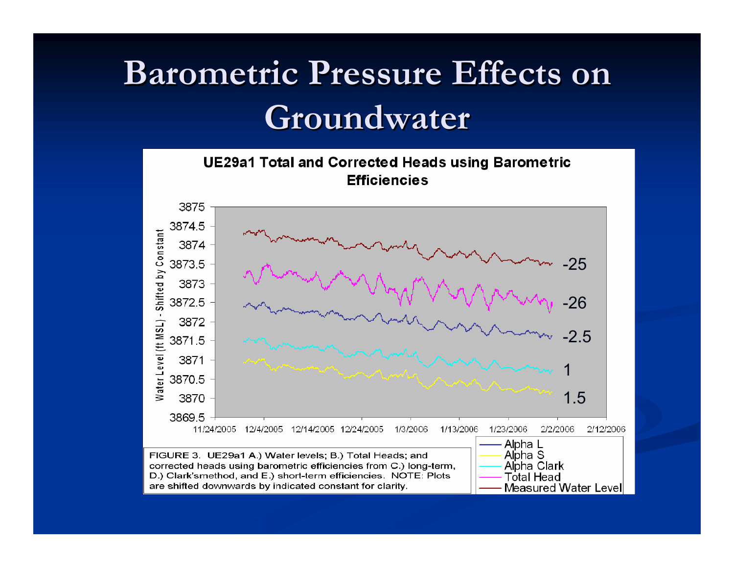# Barometric Pressure Effects on Groundwater

**UE29a1 Total and Corrected Heads using Barometric Efficiencies**

FIGURE 3. UE29a1 A.) Water levels; B.) Total Heads; and corrected heads using barometric efficiencies from C.) long-term, D.) Clark'smethod, and E.) short-term efficiencies. NOTE: Plots are shifted downwards by indicated constant for clarity.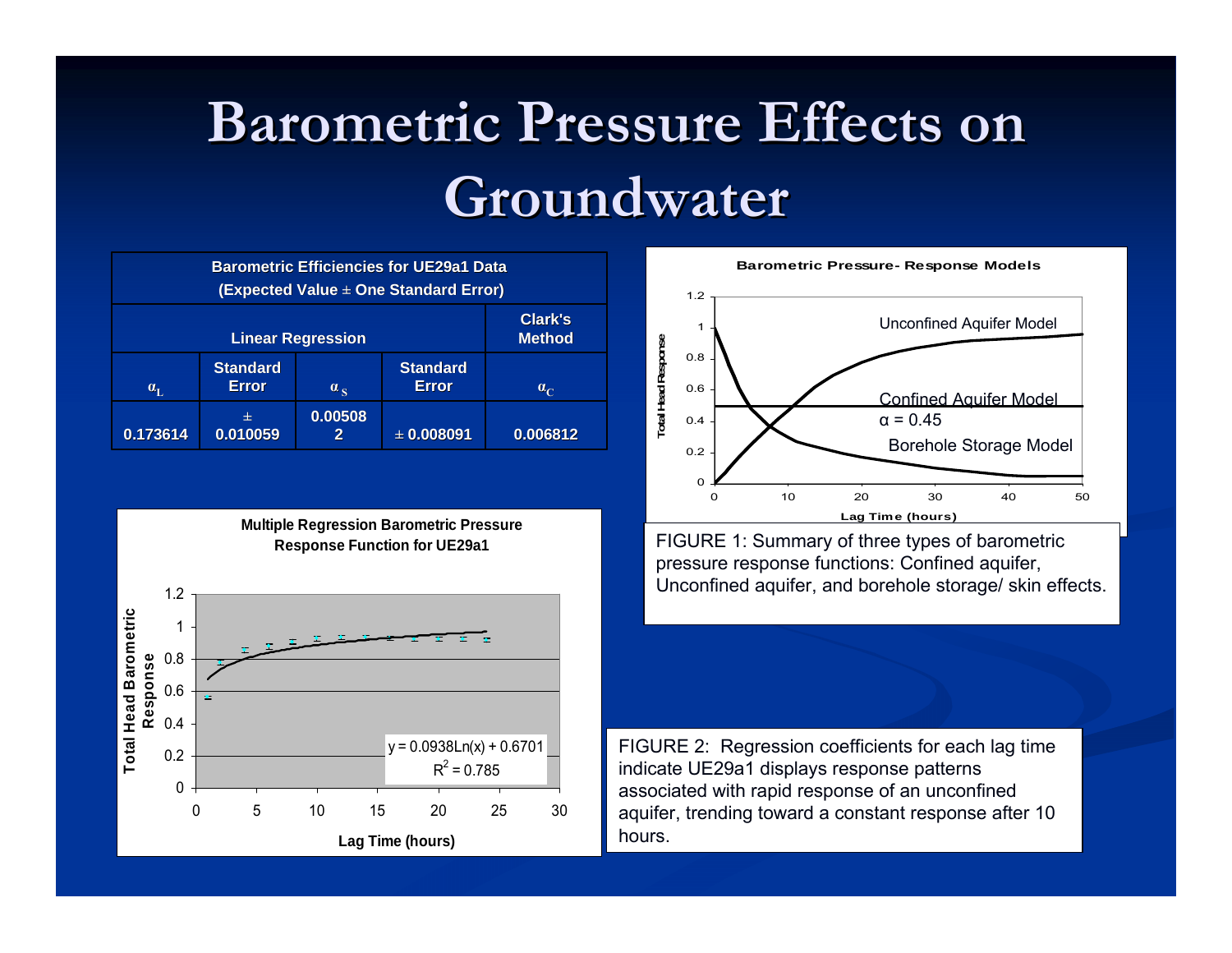# Barometric Pressure Effects on Groundwater

| Barometric Efficiencies for UE29a1 Data (Expected Value ± One Standard Error) | | | | |
|---|---|---|---|---|
| Linear Regression | | | | Clark's Method |
| $\alpha_L$ | Standard Error | $\alpha_S$ | Standard Error | $\alpha_C$ |
| 0.173614 | ± 0.010059 | 0.005082 | ± 0.008091 | 0.006812 |

**Multiple Regression Barometric Pressure Response Function for UE29a1**

$y = 0.0938Ln(x) + 0.6701$

$R^2 = 0.785$

FIGURE 2: Regression coefficients for each lag time indicate UE29a1 displays response patterns associated with rapid response of an unconfined aquifer, trending toward a constant response after 10 hours.

**Barometric Pressure- Response Models**

Unconfined Aquifer Model

Confined Aquifer Model $\alpha = 0.45$

Borehole Storage Model

FIGURE 1: Summary of three types of barometric pressure response functions: Confined aquifer, Unconfined aquifer, and borehole storage/ skin effects.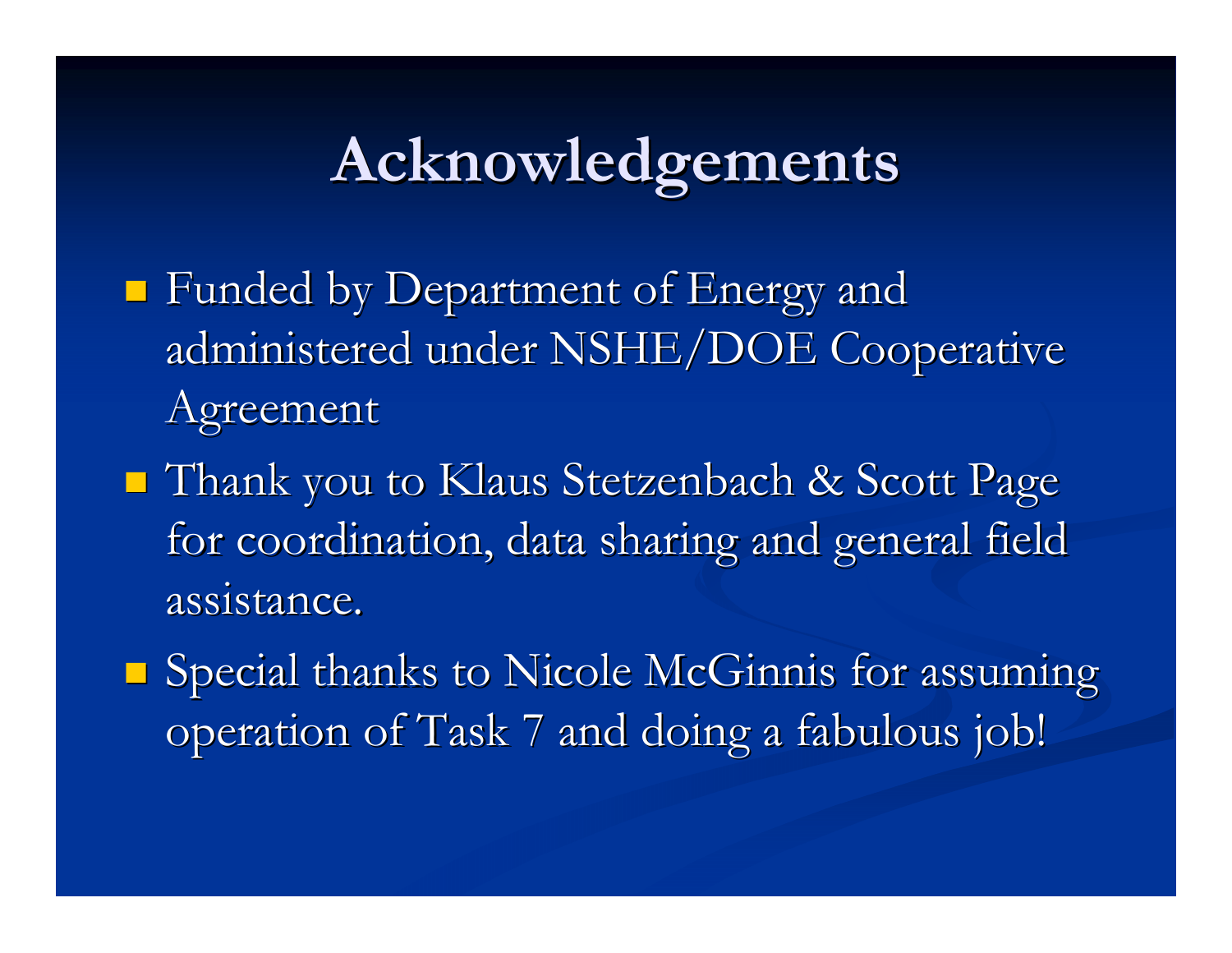# Acknowledgements

- Funded by Department of Energy and administered under NSHE/DOE Cooperative Agreement
- Thank you to Klaus Stetzenbach & Scott Page for coordination, data sharing and general field assistance.
- Special thanks to Nicole McGinnis for assuming operation of Task 7 and doing a fabulous job!